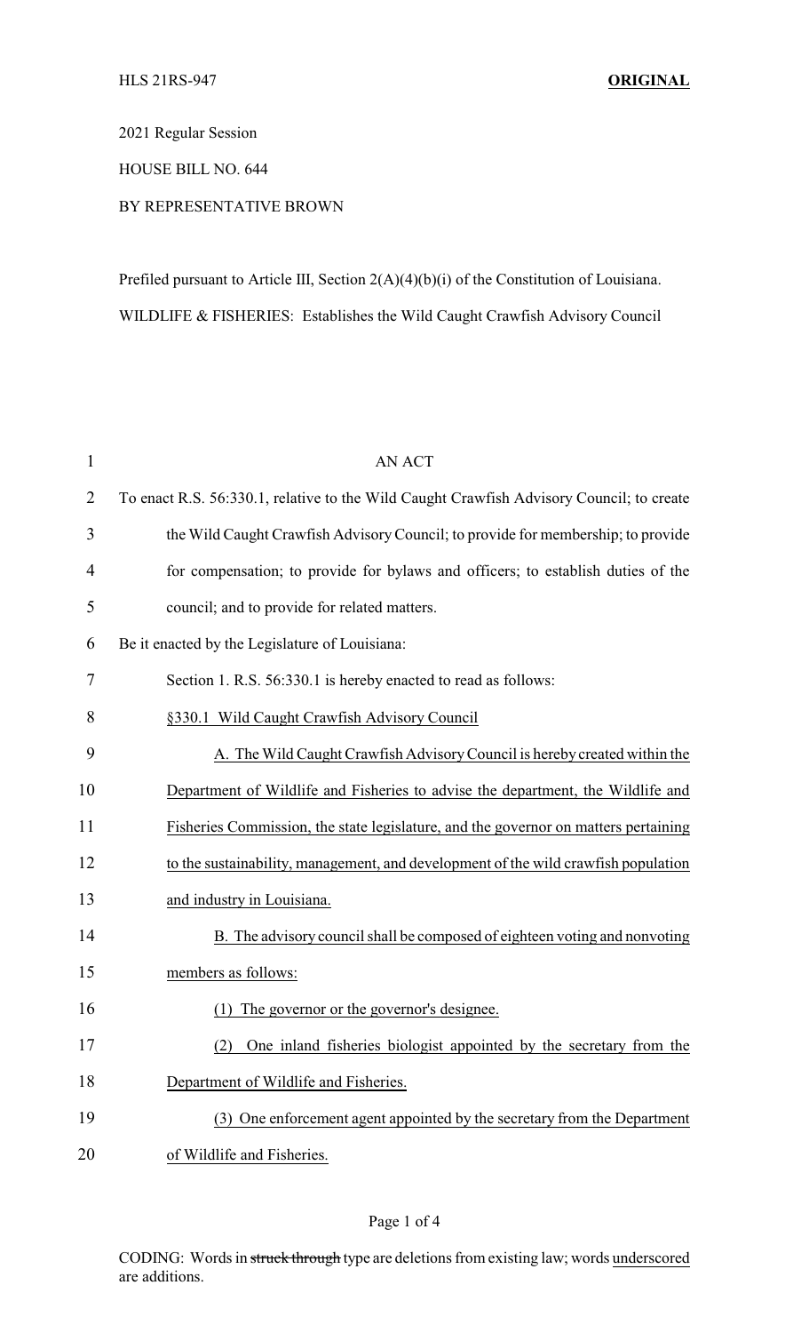2021 Regular Session

HOUSE BILL NO. 644

BY REPRESENTATIVE BROWN

Prefiled pursuant to Article III, Section 2(A)(4)(b)(i) of the Constitution of Louisiana.

WILDLIFE & FISHERIES: Establishes the Wild Caught Crawfish Advisory Council

AN ACT

To enact R.S. 56:330.1, relative to the Wild Caught Crawfish Advisory Council; to create the Wild Caught Crawfish Advisory Council; to provide for membership; to provide for compensation; to provide for bylaws and officers; to establish duties of the council; and to provide for related matters.

Be it enacted by the Legislature of Louisiana:

Section 1. R.S. 56:330.1 is hereby enacted to read as follows:

§330.1 Wild Caught Crawfish Advisory Council

A. The Wild Caught Crawfish Advisory Council is hereby created within the Department of Wildlife and Fisheries to advise the department, the Wildlife and Fisheries Commission, the state legislature, and the governor on matters pertaining to the sustainability, management, and development of the wild crawfish population and industry in Louisiana.

B. The advisory council shall be composed of eighteen voting and nonvoting members as follows:

(1) The governor or the governor's designee.

(2) One inland fisheries biologist appointed by the secretary from the Department of Wildlife and Fisheries.

(3) One enforcement agent appointed by the secretary from the Department of Wildlife and Fisheries.

CODING: Words in ~~struck through~~ type are deletions from existing law; words underscored are additions.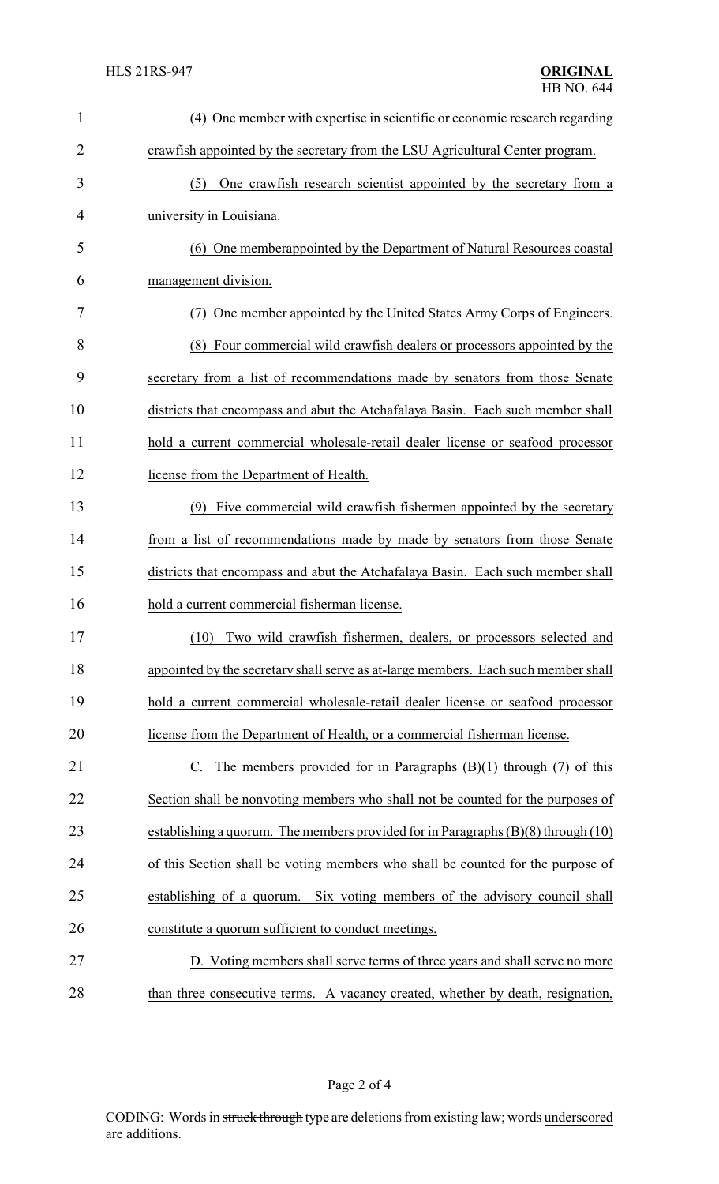(4) One member with expertise in scientific or economic research regarding crawfish appointed by the secretary from the LSU Agricultural Center program.

(5) One crawfish research scientist appointed by the secretary from a university in Louisiana.

(6) One memberappointed by the Department of Natural Resources coastal management division.

(7) One member appointed by the United States Army Corps of Engineers.

(8) Four commercial wild crawfish dealers or processors appointed by the secretary from a list of recommendations made by senators from those Senate districts that encompass and abut the Atchafalaya Basin. Each such member shall hold a current commercial wholesale-retail dealer license or seafood processor license from the Department of Health.

(9) Five commercial wild crawfish fishermen appointed by the secretary from a list of recommendations made by made by senators from those Senate districts that encompass and abut the Atchafalaya Basin. Each such member shall hold a current commercial fisherman license.

(10) Two wild crawfish fishermen, dealers, or processors selected and appointed by the secretary shall serve as at-large members. Each such member shall hold a current commercial wholesale-retail dealer license or seafood processor license from the Department of Health, or a commercial fisherman license.

C. The members provided for in Paragraphs (B)(1) through (7) of this Section shall be nonvoting members who shall not be counted for the purposes of establishing a quorum. The members provided for in Paragraphs (B)(8) through (10) of this Section shall be voting members who shall be counted for the purpose of establishing of a quorum. Six voting members of the advisory council shall constitute a quorum sufficient to conduct meetings.

D. Voting members shall serve terms of three years and shall serve no more than three consecutive terms. A vacancy created, whether by death, resignation,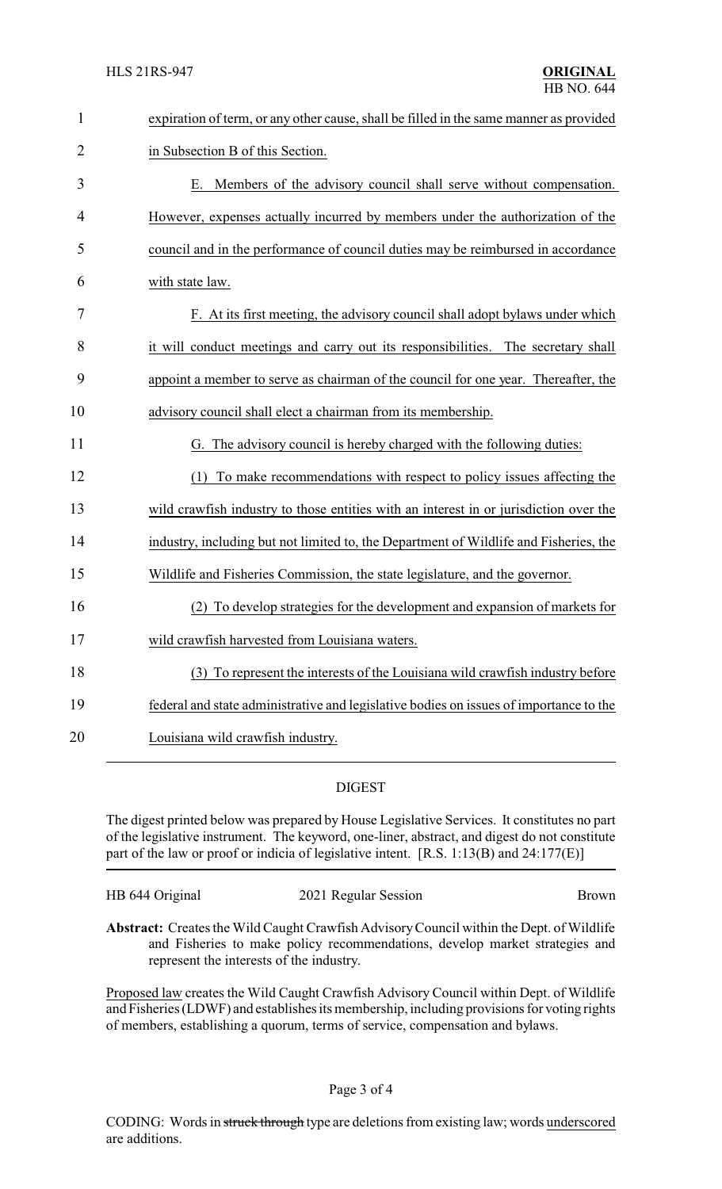expiration of term, or any other cause, shall be filled in the same manner as provided in Subsection B of this Section.

E. Members of the advisory council shall serve without compensation. However, expenses actually incurred by members under the authorization of the council and in the performance of council duties may be reimbursed in accordance with state law.

F. At its first meeting, the advisory council shall adopt bylaws under which it will conduct meetings and carry out its responsibilities. The secretary shall appoint a member to serve as chairman of the council for one year. Thereafter, the advisory council shall elect a chairman from its membership.

G. The advisory council is hereby charged with the following duties:

(1) To make recommendations with respect to policy issues affecting the wild crawfish industry to those entities with an interest in or jurisdiction over the industry, including but not limited to, the Department of Wildlife and Fisheries, the Wildlife and Fisheries Commission, the state legislature, and the governor.

(2) To develop strategies for the development and expansion of markets for wild crawfish harvested from Louisiana waters.

(3) To represent the interests of the Louisiana wild crawfish industry before federal and state administrative and legislative bodies on issues of importance to the Louisiana wild crawfish industry.

## DIGEST

The digest printed below was prepared by House Legislative Services. It constitutes no part of the legislative instrument. The keyword, one-liner, abstract, and digest do not constitute part of the law or proof or indicia of legislative intent. [R.S. 1:13(B) and 24:177(E)]

HB 644 Original — 2021 Regular Session — Brown

**Abstract:** Creates the Wild Caught Crawfish Advisory Council within the Dept. of Wildlife and Fisheries to make policy recommendations, develop market strategies and represent the interests of the industry.

Proposed law creates the Wild Caught Crawfish Advisory Council within Dept. of Wildlife and Fisheries (LDWF) and establishes its membership, including provisions for voting rights of members, establishing a quorum, terms of service, compensation and bylaws.

CODING: Words in ~~struck through~~ type are deletions from existing law; words underscored are additions.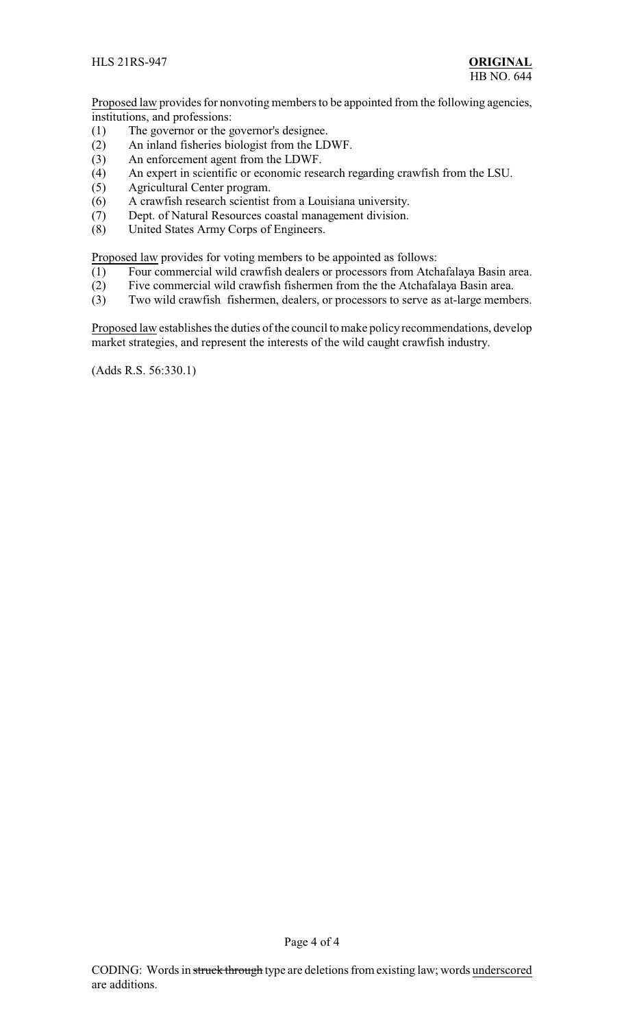Proposed law provides for nonvoting members to be appointed from the following agencies, institutions, and professions:

(1) The governor or the governor's designee.
(2) An inland fisheries biologist from the LDWF.
(3) An enforcement agent from the LDWF.
(4) An expert in scientific or economic research regarding crawfish from the LSU.
(5) Agricultural Center program.
(6) A crawfish research scientist from a Louisiana university.
(7) Dept. of Natural Resources coastal management division.
(8) United States Army Corps of Engineers.

Proposed law provides for voting members to be appointed as follows:

(1) Four commercial wild crawfish dealers or processors from Atchafalaya Basin area.
(2) Five commercial wild crawfish fishermen from the the Atchafalaya Basin area.
(3) Two wild crawfish fishermen, dealers, or processors to serve as at-large members.

Proposed law establishes the duties of the council to make policy recommendations, develop market strategies, and represent the interests of the wild caught crawfish industry.

(Adds R.S. 56:330.1)

CODING: Words in ~~struck through~~ type are deletions from existing law; words underscored are additions.